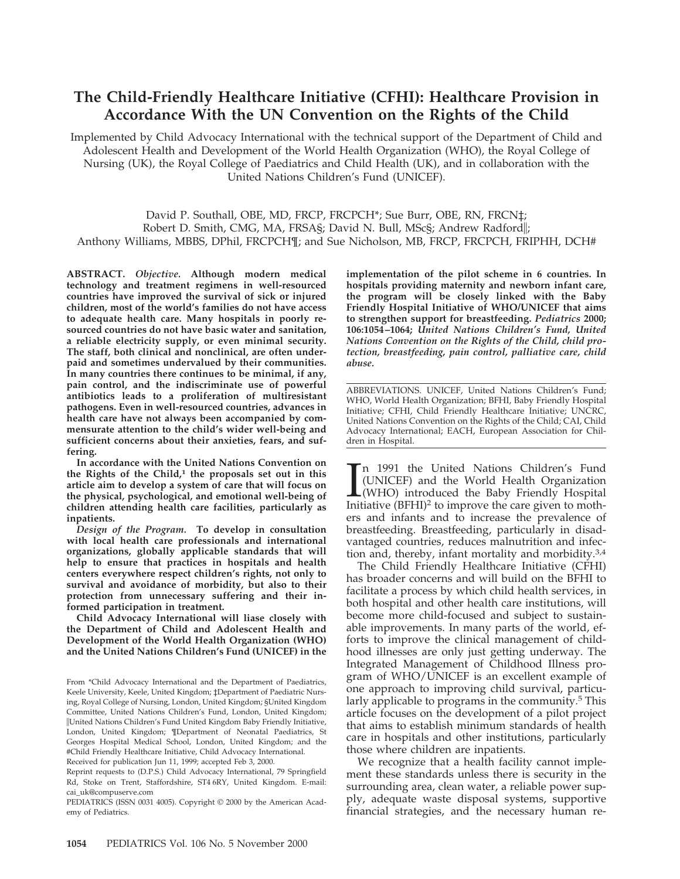# The Child-Friendly Healthcare Initiative (CFHI): Healthcare Provision in Accordance With the UN Convention on the Rights of the Child

Implemented by Child Advocacy International with the technical support of the Department of Child and Adolescent Health and Development of the World Health Organization (WHO), the Royal College of Nursing (UK), the Royal College of Paediatrics and Child Health (UK), and in collaboration with the United Nations Children's Fund (UNICEF).

David P. Southall, OBE, MD, FRCP, FRCPCH*; Sue Burr, OBE, RN, FRCN‡; Robert D. Smith, CMG, MA, FRSA§; David N. Bull, MSc§; Andrew Radford‖; Anthony Williams, MBBS, DPhil, FRCPCH¶; and Sue Nicholson, MB, FRCP, FRCPCH, FRIPHH, DCH#

**ABSTRACT.** ***Objective.*** **Although modern medical technology and treatment regimens in well-resourced countries have improved the survival of sick or injured children, most of the world's families do not have access to adequate health care. Many hospitals in poorly resourced countries do not have basic water and sanitation, a reliable electricity supply, or even minimal security. The staff, both clinical and nonclinical, are often underpaid and sometimes undervalued by their communities. In many countries there continues to be minimal, if any, pain control, and the indiscriminate use of powerful antibiotics leads to a proliferation of multiresistant pathogens. Even in well-resourced countries, advances in health care have not always been accompanied by commensurate attention to the child's wider well-being and sufficient concerns about their anxieties, fears, and suffering.**

**In accordance with the United Nations Convention on the Rights of the Child,[1] the proposals set out in this article aim to develop a system of care that will focus on the physical, psychological, and emotional well-being of children attending health care facilities, particularly as inpatients.**

***Design of the Program.*** **To develop in consultation with local health care professionals and international organizations, globally applicable standards that will help to ensure that practices in hospitals and health centers everywhere respect children's rights, not only to survival and avoidance of morbidity, but also to their protection from unnecessary suffering and their informed participation in treatment.**

**Child Advocacy International will liase closely with the Department of Child and Adolescent Health and Development of the World Health Organization (WHO) and the United Nations Children's Fund (UNICEF) in the implementation of the pilot scheme in 6 countries. In hospitals providing maternity and newborn infant care, the program will be closely linked with the Baby Friendly Hospital Initiative of WHO/UNICEF that aims to strengthen support for breastfeeding.** ***Pediatrics*** **2000; 106:1054–1064;** ***United Nations Children's Fund, United Nations Convention on the Rights of the Child, child protection, breastfeeding, pain control, palliative care, child abuse.***

ABBREVIATIONS. UNICEF, United Nations Children's Fund; WHO, World Health Organization; BFHI, Baby Friendly Hospital Initiative; CFHI, Child Friendly Healthcare Initiative; UNCRC, United Nations Convention on the Rights of the Child; CAI, Child Advocacy International; EACH, European Association for Children in Hospital.

In 1991 the United Nations Children's Fund (UNICEF) and the World Health Organization (WHO) introduced the Baby Friendly Hospital Initiative (BFHI)[2] to improve the care given to mothers and infants and to increase the prevalence of breastfeeding. Breastfeeding, particularly in disadvantaged countries, reduces malnutrition and infection and, thereby, infant mortality and morbidity.[3,4]

The Child Friendly Healthcare Initiative (CFHI) has broader concerns and will build on the BFHI to facilitate a process by which child health services, in both hospital and other health care institutions, will become more child-focused and subject to sustainable improvements. In many parts of the world, efforts to improve the clinical management of childhood illnesses are only just getting underway. The Integrated Management of Childhood Illness program of WHO/UNICEF is an excellent example of one approach to improving child survival, particularly applicable to programs in the community.[5] This article focuses on the development of a pilot project that aims to establish minimum standards of health care in hospitals and other institutions, particularly those where children are inpatients.

We recognize that a health facility cannot implement these standards unless there is security in the surrounding area, clean water, a reliable power supply, adequate waste disposal systems, supportive financial strategies, and the necessary human re-

From *Child Advocacy International and the Department of Paediatrics, Keele University, Keele, United Kingdom; ‡Department of Paediatric Nursing, Royal College of Nursing, London, United Kingdom; §United Kingdom Committee, United Nations Children's Fund, London, United Kingdom; ‖United Nations Children's Fund United Kingdom Baby Friendly Initiative, London, United Kingdom; ¶Department of Neonatal Paediatrics, St Georges Hospital Medical School, London, United Kingdom; and the #Child Friendly Healthcare Initiative, Child Advocacy International.

Received for publication Jun 11, 1999; accepted Feb 3, 2000.

Reprint requests to (D.P.S.) Child Advocacy International, 79 Springfield Rd, Stoke on Trent, Staffordshire, ST4 6RY, United Kingdom. E-mail: cai_uk@compuserve.com

PEDIATRICS (ISSN 0031 4005). Copyright © 2000 by the American Academy of Pediatrics.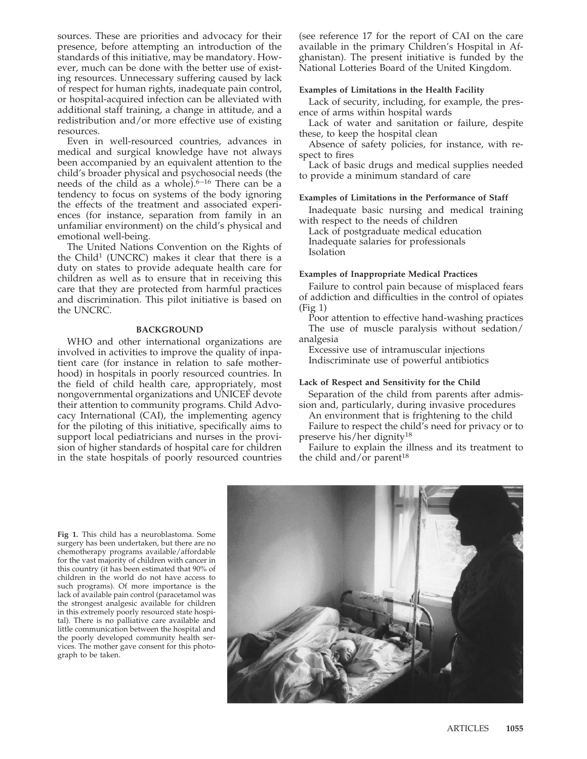sources. These are priorities and advocacy for their presence, before attempting an introduction of the standards of this initiative, may be mandatory. However, much can be done with the better use of existing resources. Unnecessary suffering caused by lack of respect for human rights, inadequate pain control, or hospital-acquired infection can be alleviated with additional staff training, a change in attitude, and a redistribution and/or more effective use of existing resources.

Even in well-resourced countries, advances in medical and surgical knowledge have not always been accompanied by an equivalent attention to the child's broader physical and psychosocial needs (the needs of the child as a whole).[6–16] There can be a tendency to focus on systems of the body ignoring the effects of the treatment and associated experiences (for instance, separation from family in an unfamiliar environment) on the child's physical and emotional well-being.

The United Nations Convention on the Rights of the Child[1] (UNCRC) makes it clear that there is a duty on states to provide adequate health care for children as well as to ensure that in receiving this care that they are protected from harmful practices and discrimination. This pilot initiative is based on the UNCRC.

## BACKGROUND

WHO and other international organizations are involved in activities to improve the quality of inpatient care (for instance in relation to safe motherhood) in hospitals in poorly resourced countries. In the field of child health care, appropriately, most nongovernmental organizations and UNICEF devote their attention to community programs. Child Advocacy International (CAI), the implementing agency for the piloting of this initiative, specifically aims to support local pediatricians and nurses in the provision of higher standards of hospital care for children in the state hospitals of poorly resourced countries (see reference 17 for the report of CAI on the care available in the primary Children's Hospital in Afghanistan). The present initiative is funded by the National Lotteries Board of the United Kingdom.

### Examples of Limitations in the Health Facility

Lack of security, including, for example, the presence of arms within hospital wards

Lack of water and sanitation or failure, despite these, to keep the hospital clean

Absence of safety policies, for instance, with respect to fires

Lack of basic drugs and medical supplies needed to provide a minimum standard of care

### Examples of Limitations in the Performance of Staff

Inadequate basic nursing and medical training with respect to the needs of children

Lack of postgraduate medical education

Inadequate salaries for professionals

Isolation

### Examples of Inappropriate Medical Practices

Failure to control pain because of misplaced fears of addiction and difficulties in the control of opiates (Fig 1)

Poor attention to effective hand-washing practices

The use of muscle paralysis without sedation/analgesia

Excessive use of intramuscular injections

Indiscriminate use of powerful antibiotics

### Lack of Respect and Sensitivity for the Child

Separation of the child from parents after admission and, particularly, during invasive procedures

An environment that is frightening to the child

Failure to respect the child's need for privacy or to preserve his/her dignity[18]

Failure to explain the illness and its treatment to the child and/or parent[18]

**Fig 1.** This child has a neuroblastoma. Some surgery has been undertaken, but there are no chemotherapy programs available/affordable for the vast majority of children with cancer in this country (it has been estimated that 90% of children in the world do not have access to such programs). Of more importance is the lack of available pain control (paracetamol was the strongest analgesic available for children in this extremely poorly resourced state hospital). There is no palliative care available and little communication between the hospital and the poorly developed community health services. The mother gave consent for this photograph to be taken.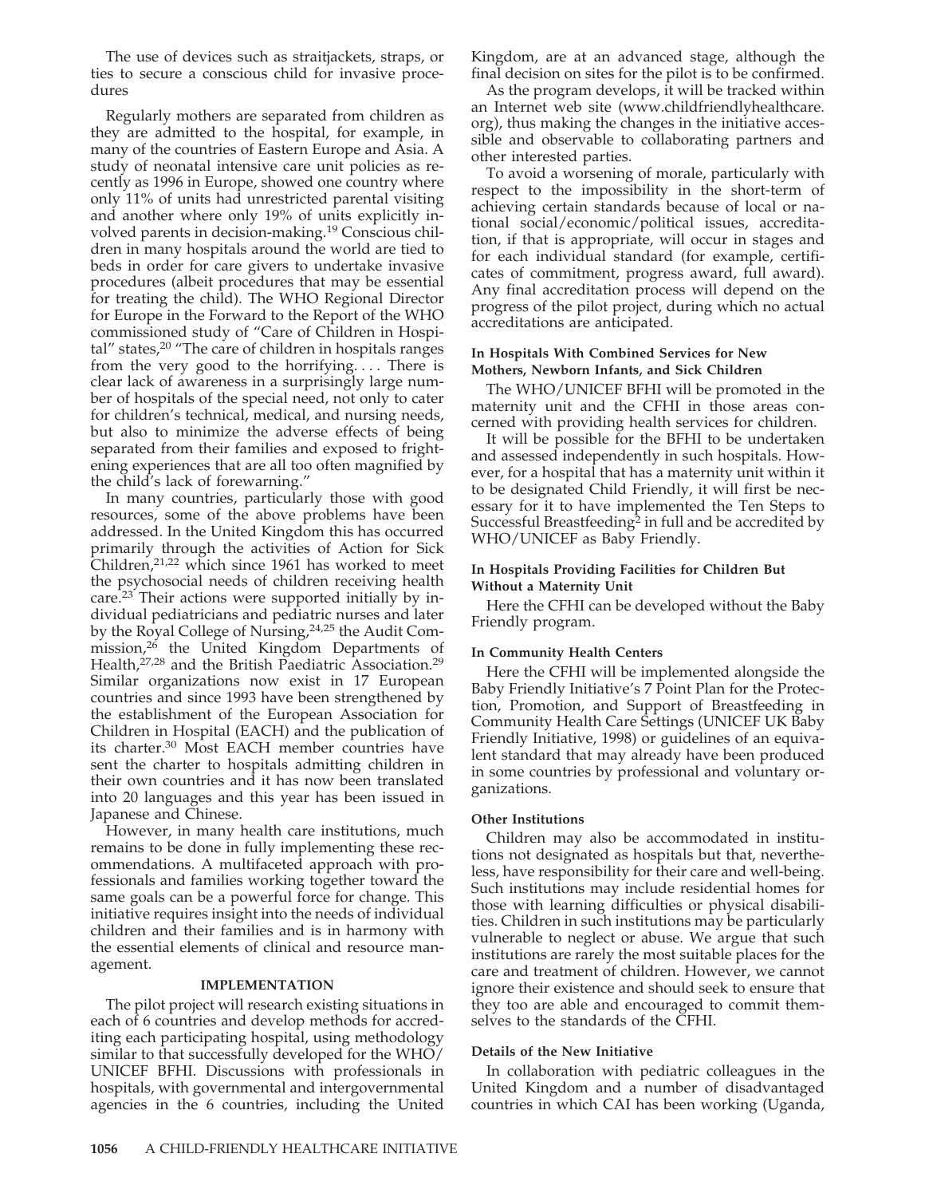The use of devices such as straitjackets, straps, or ties to secure a conscious child for invasive procedures

Regularly mothers are separated from children as they are admitted to the hospital, for example, in many of the countries of Eastern Europe and Asia. A study of neonatal intensive care unit policies as recently as 1996 in Europe, showed one country where only 11% of units had unrestricted parental visiting and another where only 19% of units explicitly involved parents in decision-making.[19] Conscious children in many hospitals around the world are tied to beds in order for care givers to undertake invasive procedures (albeit procedures that may be essential for treating the child). The WHO Regional Director for Europe in the Forward to the Report of the WHO commissioned study of "Care of Children in Hospital" states,[20] "The care of children in hospitals ranges from the very good to the horrifying. . . . There is clear lack of awareness in a surprisingly large number of hospitals of the special need, not only to cater for children's technical, medical, and nursing needs, but also to minimize the adverse effects of being separated from their families and exposed to frightening experiences that are all too often magnified by the child's lack of forewarning."

In many countries, particularly those with good resources, some of the above problems have been addressed. In the United Kingdom this has occurred primarily through the activities of Action for Sick Children,[21,22] which since 1961 has worked to meet the psychosocial needs of children receiving health care.[23] Their actions were supported initially by individual pediatricians and pediatric nurses and later by the Royal College of Nursing,[24,25] the Audit Commission,[26] the United Kingdom Departments of Health,[27,28] and the British Paediatric Association.[29] Similar organizations now exist in 17 European countries and since 1993 have been strengthened by the establishment of the European Association for Children in Hospital (EACH) and the publication of its charter.[30] Most EACH member countries have sent the charter to hospitals admitting children in their own countries and it has now been translated into 20 languages and this year has been issued in Japanese and Chinese.

However, in many health care institutions, much remains to be done in fully implementing these recommendations. A multifaceted approach with professionals and families working together toward the same goals can be a powerful force for change. This initiative requires insight into the needs of individual children and their families and is in harmony with the essential elements of clinical and resource management.

## IMPLEMENTATION

The pilot project will research existing situations in each of 6 countries and develop methods for accrediting each participating hospital, using methodology similar to that successfully developed for the WHO/UNICEF BFHI. Discussions with professionals in hospitals, with governmental and intergovernmental agencies in the 6 countries, including the United Kingdom, are at an advanced stage, although the final decision on sites for the pilot is to be confirmed.

As the program develops, it will be tracked within an Internet web site (www.childfriendlyhealthcare.org), thus making the changes in the initiative accessible and observable to collaborating partners and other interested parties.

To avoid a worsening of morale, particularly with respect to the impossibility in the short-term of achieving certain standards because of local or national social/economic/political issues, accreditation, if that is appropriate, will occur in stages and for each individual standard (for example, certificates of commitment, progress award, full award). Any final accreditation process will depend on the progress of the pilot project, during which no actual accreditations are anticipated.

### In Hospitals With Combined Services for New Mothers, Newborn Infants, and Sick Children

The WHO/UNICEF BFHI will be promoted in the maternity unit and the CFHI in those areas concerned with providing health services for children.

It will be possible for the BFHI to be undertaken and assessed independently in such hospitals. However, for a hospital that has a maternity unit within it to be designated Child Friendly, it will first be necessary for it to have implemented the Ten Steps to Successful Breastfeeding[2] in full and be accredited by WHO/UNICEF as Baby Friendly.

### In Hospitals Providing Facilities for Children But Without a Maternity Unit

Here the CFHI can be developed without the Baby Friendly program.

### In Community Health Centers

Here the CFHI will be implemented alongside the Baby Friendly Initiative's 7 Point Plan for the Protection, Promotion, and Support of Breastfeeding in Community Health Care Settings (UNICEF UK Baby Friendly Initiative, 1998) or guidelines of an equivalent standard that may already have been produced in some countries by professional and voluntary organizations.

### Other Institutions

Children may also be accommodated in institutions not designated as hospitals but that, nevertheless, have responsibility for their care and well-being. Such institutions may include residential homes for those with learning difficulties or physical disabilities. Children in such institutions may be particularly vulnerable to neglect or abuse. We argue that such institutions are rarely the most suitable places for the care and treatment of children. However, we cannot ignore their existence and should seek to ensure that they too are able and encouraged to commit themselves to the standards of the CFHI.

### Details of the New Initiative

In collaboration with pediatric colleagues in the United Kingdom and a number of disadvantaged countries in which CAI has been working (Uganda,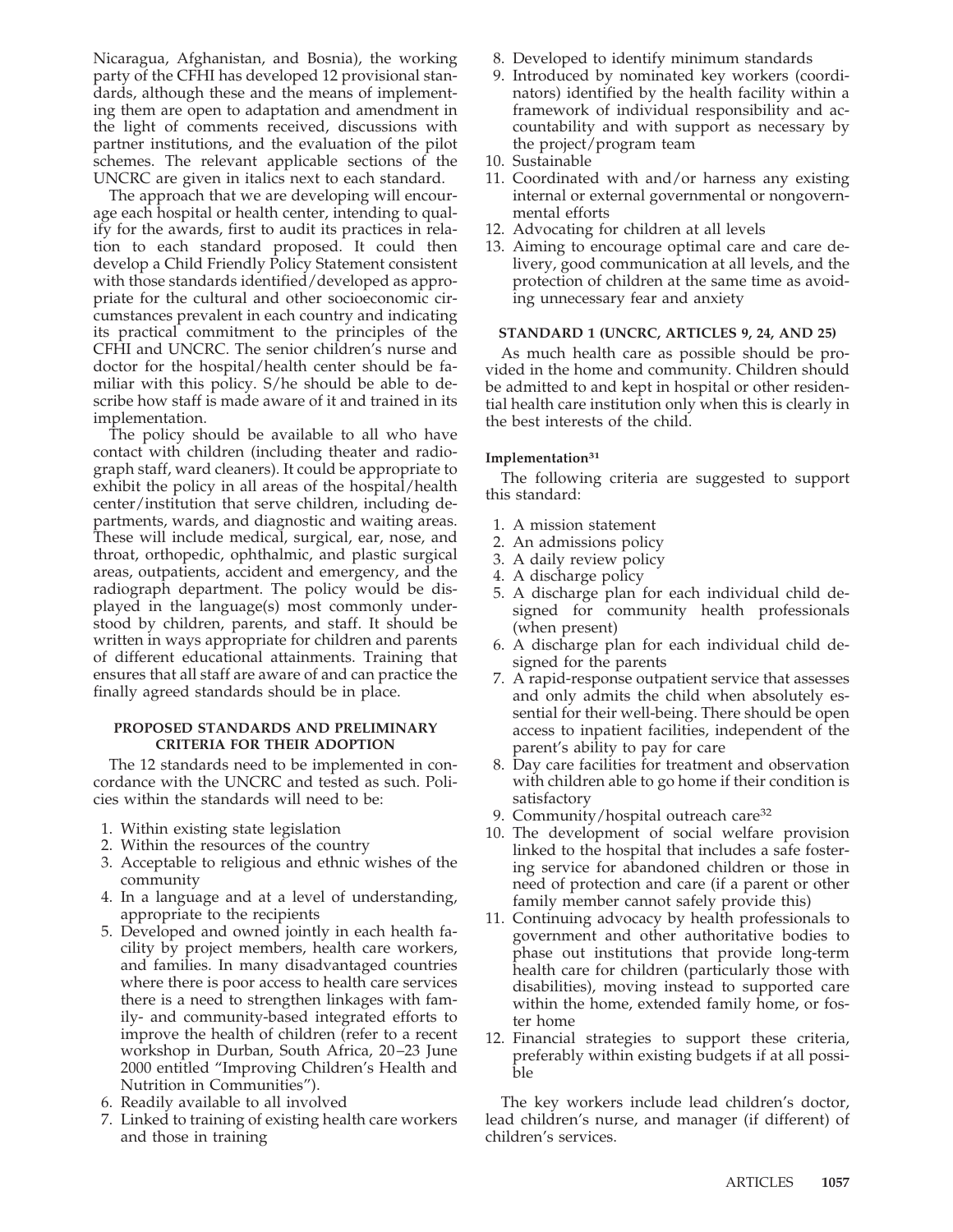Nicaragua, Afghanistan, and Bosnia), the working party of the CFHI has developed 12 provisional standards, although these and the means of implementing them are open to adaptation and amendment in the light of comments received, discussions with partner institutions, and the evaluation of the pilot schemes. The relevant applicable sections of the UNCRC are given in italics next to each standard.

The approach that we are developing will encourage each hospital or health center, intending to qualify for the awards, first to audit its practices in relation to each standard proposed. It could then develop a Child Friendly Policy Statement consistent with those standards identified/developed as appropriate for the cultural and other socioeconomic circumstances prevalent in each country and indicating its practical commitment to the principles of the CFHI and UNCRC. The senior children's nurse and doctor for the hospital/health center should be familiar with this policy. S/he should be able to describe how staff is made aware of it and trained in its implementation.

The policy should be available to all who have contact with children (including theater and radiograph staff, ward cleaners). It could be appropriate to exhibit the policy in all areas of the hospital/health center/institution that serve children, including departments, wards, and diagnostic and waiting areas. These will include medical, surgical, ear, nose, and throat, orthopedic, ophthalmic, and plastic surgical areas, outpatients, accident and emergency, and the radiograph department. The policy would be displayed in the language(s) most commonly understood by children, parents, and staff. It should be written in ways appropriate for children and parents of different educational attainments. Training that ensures that all staff are aware of and can practice the finally agreed standards should be in place.

## PROPOSED STANDARDS AND PRELIMINARY CRITERIA FOR THEIR ADOPTION

The 12 standards need to be implemented in concordance with the UNCRC and tested as such. Policies within the standards will need to be:

1. Within existing state legislation
2. Within the resources of the country
3. Acceptable to religious and ethnic wishes of the community
4. In a language and at a level of understanding, appropriate to the recipients
5. Developed and owned jointly in each health facility by project members, health care workers, and families. In many disadvantaged countries where there is poor access to health care services there is a need to strengthen linkages with family- and community-based integrated efforts to improve the health of children (refer to a recent workshop in Durban, South Africa, 20–23 June 2000 entitled "Improving Children's Health and Nutrition in Communities").
6. Readily available to all involved
7. Linked to training of existing health care workers and those in training
8. Developed to identify minimum standards
9. Introduced by nominated key workers (coordinators) identified by the health facility within a framework of individual responsibility and accountability and with support as necessary by the project/program team
10. Sustainable
11. Coordinated with and/or harness any existing internal or external governmental or nongovernmental efforts
12. Advocating for children at all levels
13. Aiming to encourage optimal care and care delivery, good communication at all levels, and the protection of children at the same time as avoiding unnecessary fear and anxiety

### STANDARD 1 (UNCRC, ARTICLES 9, 24, AND 25)

As much health care as possible should be provided in the home and community. Children should be admitted to and kept in hospital or other residential health care institution only when this is clearly in the best interests of the child.

#### Implementation[31]

The following criteria are suggested to support this standard:

1. A mission statement
2. An admissions policy
3. A daily review policy
4. A discharge policy
5. A discharge plan for each individual child designed for community health professionals (when present)
6. A discharge plan for each individual child designed for the parents
7. A rapid-response outpatient service that assesses and only admits the child when absolutely essential for their well-being. There should be open access to inpatient facilities, independent of the parent's ability to pay for care
8. Day care facilities for treatment and observation with children able to go home if their condition is satisfactory
9. Community/hospital outreach care[32]
10. The development of social welfare provision linked to the hospital that includes a safe fostering service for abandoned children or those in need of protection and care (if a parent or other family member cannot safely provide this)
11. Continuing advocacy by health professionals to government and other authoritative bodies to phase out institutions that provide long-term health care for children (particularly those with disabilities), moving instead to supported care within the home, extended family home, or foster home
12. Financial strategies to support these criteria, preferably within existing budgets if at all possible

The key workers include lead children's doctor, lead children's nurse, and manager (if different) of children's services.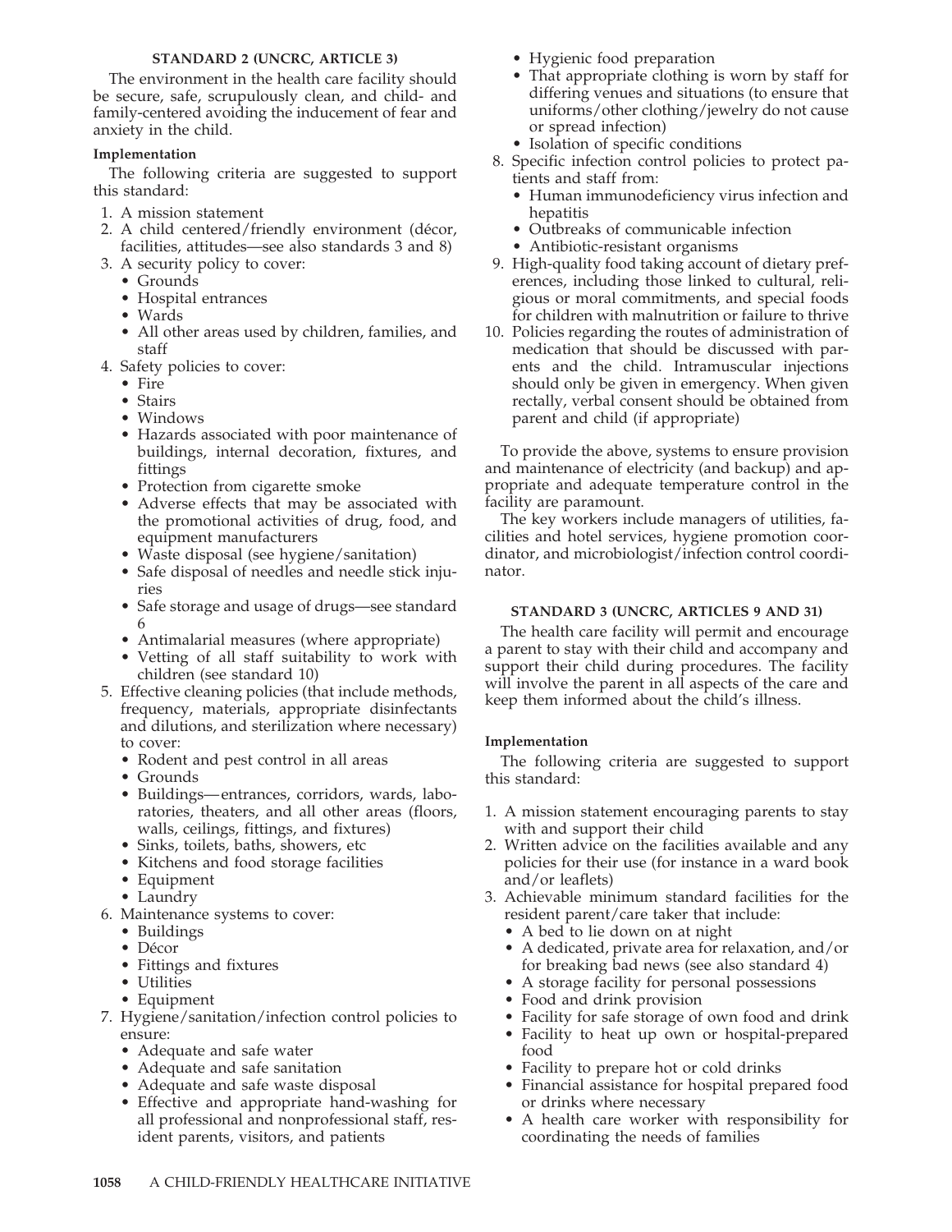### STANDARD 2 (UNCRC, ARTICLE 3)

The environment in the health care facility should be secure, safe, scrupulously clean, and child- and family-centered avoiding the inducement of fear and anxiety in the child.

#### Implementation

The following criteria are suggested to support this standard:

1. A mission statement
2. A child centered/friendly environment (décor, facilities, attitudes—see also standards 3 and 8)
3. A security policy to cover:
   - Grounds
   - Hospital entrances
   - Wards
   - All other areas used by children, families, and staff
4. Safety policies to cover:
   - Fire
   - Stairs
   - Windows
   - Hazards associated with poor maintenance of buildings, internal decoration, fixtures, and fittings
   - Protection from cigarette smoke
   - Adverse effects that may be associated with the promotional activities of drug, food, and equipment manufacturers
   - Waste disposal (see hygiene/sanitation)
   - Safe disposal of needles and needle stick injuries
   - Safe storage and usage of drugs—see standard 6
   - Antimalarial measures (where appropriate)
   - Vetting of all staff suitability to work with children (see standard 10)
5. Effective cleaning policies (that include methods, frequency, materials, appropriate disinfectants and dilutions, and sterilization where necessary) to cover:
   - Rodent and pest control in all areas
   - Grounds
   - Buildings—entrances, corridors, wards, laboratories, theaters, and all other areas (floors, walls, ceilings, fittings, and fixtures)
   - Sinks, toilets, baths, showers, etc
   - Kitchens and food storage facilities
   - Equipment
   - Laundry
6. Maintenance systems to cover:
   - Buildings
   - Décor
   - Fittings and fixtures
   - Utilities
   - Equipment
7. Hygiene/sanitation/infection control policies to ensure:
   - Adequate and safe water
   - Adequate and safe sanitation
   - Adequate and safe waste disposal
   - Effective and appropriate hand-washing for all professional and nonprofessional staff, resident parents, visitors, and patients
   - Hygienic food preparation
   - That appropriate clothing is worn by staff for differing venues and situations (to ensure that uniforms/other clothing/jewelry do not cause or spread infection)
   - Isolation of specific conditions
8. Specific infection control policies to protect patients and staff from:
   - Human immunodeficiency virus infection and hepatitis
   - Outbreaks of communicable infection
   - Antibiotic-resistant organisms
9. High-quality food taking account of dietary preferences, including those linked to cultural, religious or moral commitments, and special foods for children with malnutrition or failure to thrive
10. Policies regarding the routes of administration of medication that should be discussed with parents and the child. Intramuscular injections should only be given in emergency. When given rectally, verbal consent should be obtained from parent and child (if appropriate)

To provide the above, systems to ensure provision and maintenance of electricity (and backup) and appropriate and adequate temperature control in the facility are paramount.

The key workers include managers of utilities, facilities and hotel services, hygiene promotion coordinator, and microbiologist/infection control coordinator.

### STANDARD 3 (UNCRC, ARTICLES 9 AND 31)

The health care facility will permit and encourage a parent to stay with their child and accompany and support their child during procedures. The facility will involve the parent in all aspects of the care and keep them informed about the child's illness.

#### Implementation

The following criteria are suggested to support this standard:

1. A mission statement encouraging parents to stay with and support their child
2. Written advice on the facilities available and any policies for their use (for instance in a ward book and/or leaflets)
3. Achievable minimum standard facilities for the resident parent/care taker that include:
   - A bed to lie down on at night
   - A dedicated, private area for relaxation, and/or for breaking bad news (see also standard 4)
   - A storage facility for personal possessions
   - Food and drink provision
   - Facility for safe storage of own food and drink
   - Facility to heat up own or hospital-prepared food
   - Facility to prepare hot or cold drinks
   - Financial assistance for hospital prepared food or drinks where necessary
   - A health care worker with responsibility for coordinating the needs of families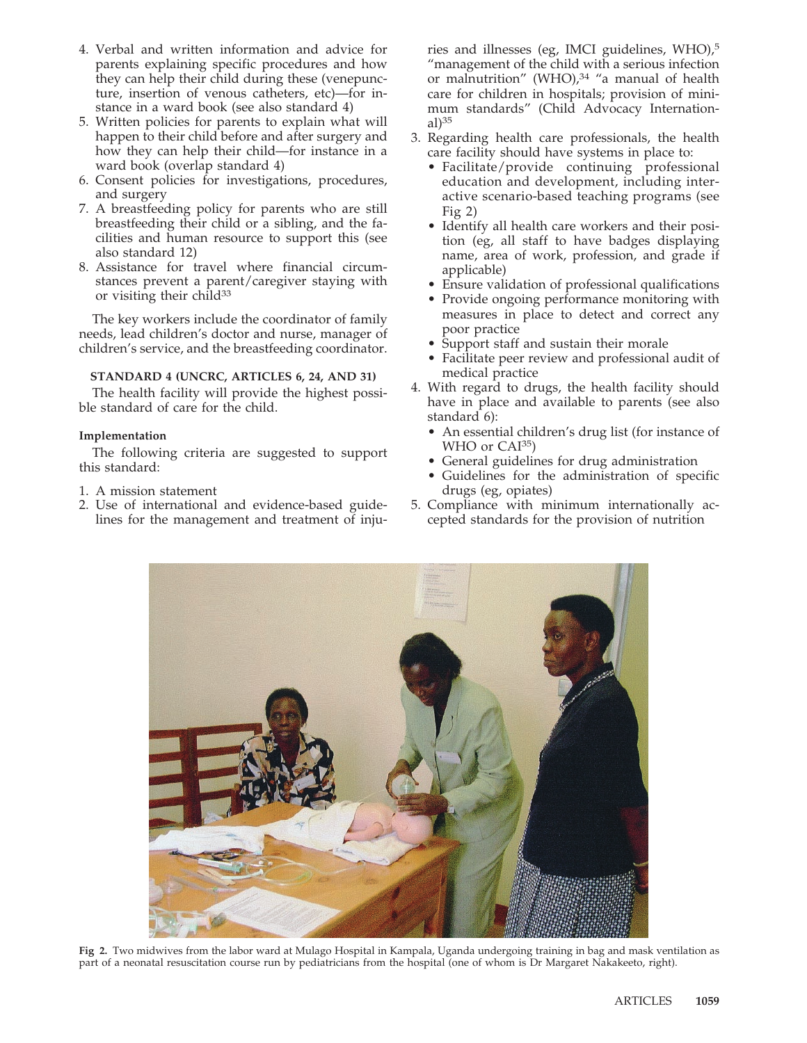4. Verbal and written information and advice for parents explaining specific procedures and how they can help their child during these (venepuncture, insertion of venous catheters, etc)—for instance in a ward book (see also standard 4)
5. Written policies for parents to explain what will happen to their child before and after surgery and how they can help their child—for instance in a ward book (overlap standard 4)
6. Consent policies for investigations, procedures, and surgery
7. A breastfeeding policy for parents who are still breastfeeding their child or a sibling, and the facilities and human resource to support this (see also standard 12)
8. Assistance for travel where financial circumstances prevent a parent/caregiver staying with or visiting their child[33]

The key workers include the coordinator of family needs, lead children's doctor and nurse, manager of children's service, and the breastfeeding coordinator.

**STANDARD 4 (UNCRC, ARTICLES 6, 24, AND 31)**

The health facility will provide the highest possible standard of care for the child.

**Implementation**

The following criteria are suggested to support this standard:

1. A mission statement
2. Use of international and evidence-based guidelines for the management and treatment of injuries and illnesses (eg, IMCI guidelines, WHO),[5] "management of the child with a serious infection or malnutrition" (WHO),[34] "a manual of health care for children in hospitals; provision of minimum standards" (Child Advocacy International)[35]
3. Regarding health care professionals, the health care facility should have systems in place to:
   - Facilitate/provide continuing professional education and development, including interactive scenario-based teaching programs (see Fig 2)
   - Identify all health care workers and their position (eg, all staff to have badges displaying name, area of work, profession, and grade if applicable)
   - Ensure validation of professional qualifications
   - Provide ongoing performance monitoring with measures in place to detect and correct any poor practice
   - Support staff and sustain their morale
   - Facilitate peer review and professional audit of medical practice
4. With regard to drugs, the health facility should have in place and available to parents (see also standard 6):
   - An essential children's drug list (for instance of WHO or CAI[35])
   - General guidelines for drug administration
   - Guidelines for the administration of specific drugs (eg, opiates)
5. Compliance with minimum internationally accepted standards for the provision of nutrition

**Fig 2.** Two midwives from the labor ward at Mulago Hospital in Kampala, Uganda undergoing training in bag and mask ventilation as part of a neonatal resuscitation course run by pediatricians from the hospital (one of whom is Dr Margaret Nakakeeto, right).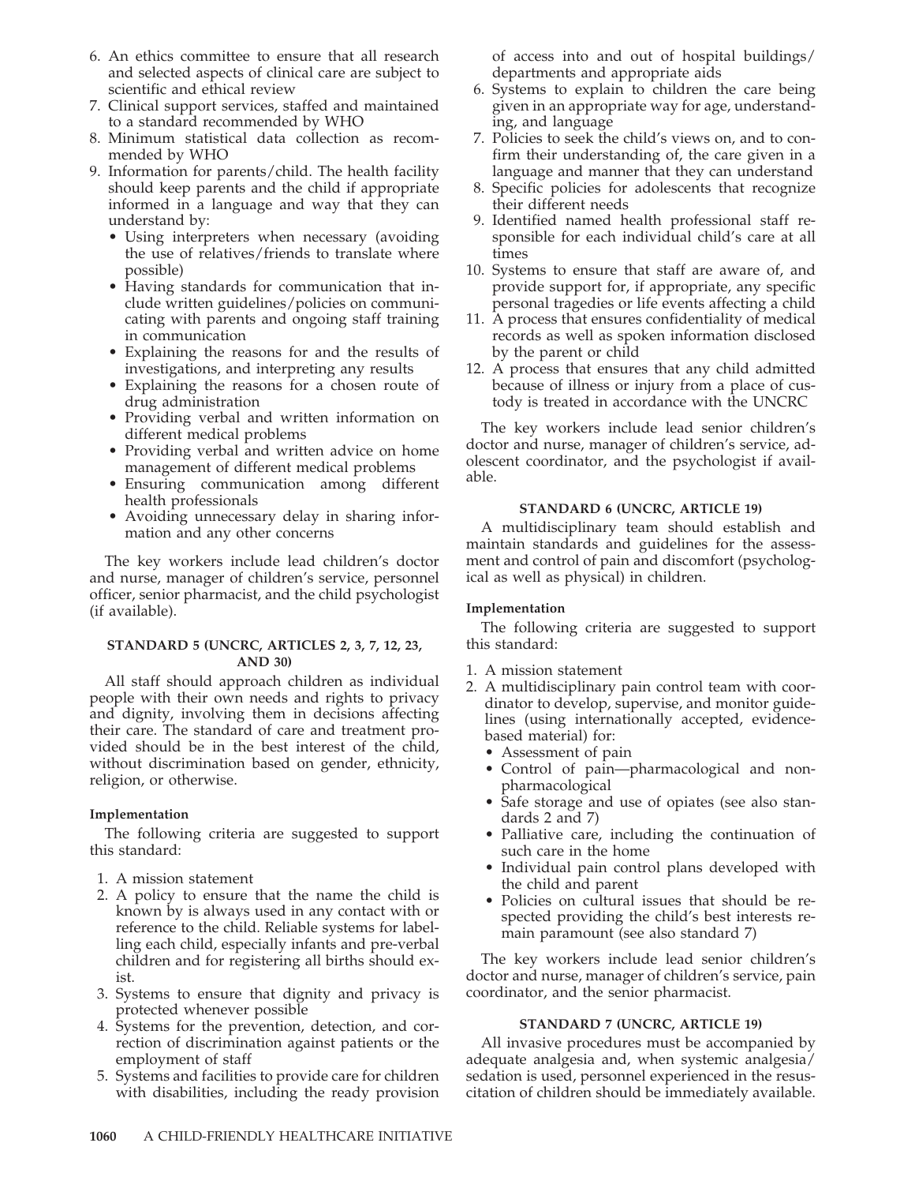6. An ethics committee to ensure that all research and selected aspects of clinical care are subject to scientific and ethical review
7. Clinical support services, staffed and maintained to a standard recommended by WHO
8. Minimum statistical data collection as recommended by WHO
9. Information for parents/child. The health facility should keep parents and the child if appropriate informed in a language and way that they can understand by:
   - Using interpreters when necessary (avoiding the use of relatives/friends to translate where possible)
   - Having standards for communication that include written guidelines/policies on communicating with parents and ongoing staff training in communication
   - Explaining the reasons for and the results of investigations, and interpreting any results
   - Explaining the reasons for a chosen route of drug administration
   - Providing verbal and written information on different medical problems
   - Providing verbal and written advice on home management of different medical problems
   - Ensuring communication among different health professionals
   - Avoiding unnecessary delay in sharing information and any other concerns

The key workers include lead children's doctor and nurse, manager of children's service, personnel officer, senior pharmacist, and the child psychologist (if available).

#### STANDARD 5 (UNCRC, ARTICLES 2, 3, 7, 12, 23, AND 30)

All staff should approach children as individual people with their own needs and rights to privacy and dignity, involving them in decisions affecting their care. The standard of care and treatment provided should be in the best interest of the child, without discrimination based on gender, ethnicity, religion, or otherwise.

**Implementation**

The following criteria are suggested to support this standard:

1. A mission statement
2. A policy to ensure that the name the child is known by is always used in any contact with or reference to the child. Reliable systems for labelling each child, especially infants and pre-verbal children and for registering all births should exist.
3. Systems to ensure that dignity and privacy is protected whenever possible
4. Systems for the prevention, detection, and correction of discrimination against patients or the employment of staff
5. Systems and facilities to provide care for children with disabilities, including the ready provision of access into and out of hospital buildings/departments and appropriate aids
6. Systems to explain to children the care being given in an appropriate way for age, understanding, and language
7. Policies to seek the child's views on, and to confirm their understanding of, the care given in a language and manner that they can understand
8. Specific policies for adolescents that recognize their different needs
9. Identified named health professional staff responsible for each individual child's care at all times
10. Systems to ensure that staff are aware of, and provide support for, if appropriate, any specific personal tragedies or life events affecting a child
11. A process that ensures confidentiality of medical records as well as spoken information disclosed by the parent or child
12. A process that ensures that any child admitted because of illness or injury from a place of custody is treated in accordance with the UNCRC

The key workers include lead senior children's doctor and nurse, manager of children's service, adolescent coordinator, and the psychologist if available.

#### STANDARD 6 (UNCRC, ARTICLE 19)

A multidisciplinary team should establish and maintain standards and guidelines for the assessment and control of pain and discomfort (psychological as well as physical) in children.

**Implementation**

The following criteria are suggested to support this standard:

1. A mission statement
2. A multidisciplinary pain control team with coordinator to develop, supervise, and monitor guidelines (using internationally accepted, evidence-based material) for:
   - Assessment of pain
   - Control of pain—pharmacological and nonpharmacological
   - Safe storage and use of opiates (see also standards 2 and 7)
   - Palliative care, including the continuation of such care in the home
   - Individual pain control plans developed with the child and parent
   - Policies on cultural issues that should be respected providing the child's best interests remain paramount (see also standard 7)

The key workers include lead senior children's doctor and nurse, manager of children's service, pain coordinator, and the senior pharmacist.

#### STANDARD 7 (UNCRC, ARTICLE 19)

All invasive procedures must be accompanied by adequate analgesia and, when systemic analgesia/sedation is used, personnel experienced in the resuscitation of children should be immediately available.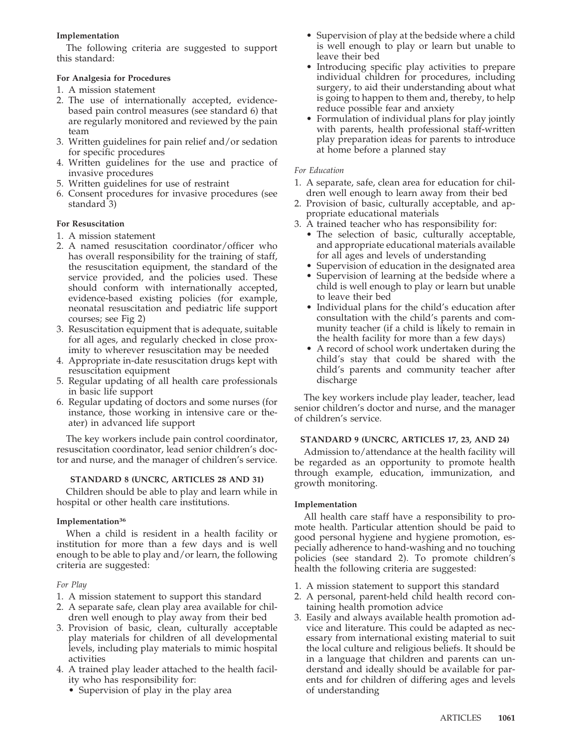#### Implementation

The following criteria are suggested to support this standard:

**For Analgesia for Procedures**

1. A mission statement
2. The use of internationally accepted, evidence-based pain control measures (see standard 6) that are regularly monitored and reviewed by the pain team
3. Written guidelines for pain relief and/or sedation for specific procedures
4. Written guidelines for the use and practice of invasive procedures
5. Written guidelines for use of restraint
6. Consent procedures for invasive procedures (see standard 3)

**For Resuscitation**

1. A mission statement
2. A named resuscitation coordinator/officer who has overall responsibility for the training of staff, the resuscitation equipment, the standard of the service provided, and the policies used. These should conform with internationally accepted, evidence-based existing policies (for example, neonatal resuscitation and pediatric life support courses; see Fig 2)
3. Resuscitation equipment that is adequate, suitable for all ages, and regularly checked in close proximity to wherever resuscitation may be needed
4. Appropriate in-date resuscitation drugs kept with resuscitation equipment
5. Regular updating of all health care professionals in basic life support
6. Regular updating of doctors and some nurses (for instance, those working in intensive care or theater) in advanced life support

The key workers include pain control coordinator, resuscitation coordinator, lead senior children's doctor and nurse, and the manager of children's service.

### STANDARD 8 (UNCRC, ARTICLES 28 AND 31)

Children should be able to play and learn while in hospital or other health care institutions.

#### Implementation[36]

When a child is resident in a health facility or institution for more than a few days and is well enough to be able to play and/or learn, the following criteria are suggested:

*For Play*

1. A mission statement to support this standard
2. A separate safe, clean play area available for children well enough to play away from their bed
3. Provision of basic, clean, culturally acceptable play materials for children of all developmental levels, including play materials to mimic hospital activities
4. A trained play leader attached to the health facility who has responsibility for:
   - Supervision of play in the play area
   - Supervision of play at the bedside where a child is well enough to play or learn but unable to leave their bed
   - Introducing specific play activities to prepare individual children for procedures, including surgery, to aid their understanding about what is going to happen to them and, thereby, to help reduce possible fear and anxiety
   - Formulation of individual plans for play jointly with parents, health professional staff-written play preparation ideas for parents to introduce at home before a planned stay

*For Education*

1. A separate, safe, clean area for education for children well enough to learn away from their bed
2. Provision of basic, culturally acceptable, and appropriate educational materials
3. A trained teacher who has responsibility for:
   - The selection of basic, culturally acceptable, and appropriate educational materials available for all ages and levels of understanding
   - Supervision of education in the designated area
   - Supervision of learning at the bedside where a child is well enough to play or learn but unable to leave their bed
   - Individual plans for the child's education after consultation with the child's parents and community teacher (if a child is likely to remain in the health facility for more than a few days)
   - A record of school work undertaken during the child's stay that could be shared with the child's parents and community teacher after discharge

The key workers include play leader, teacher, lead senior children's doctor and nurse, and the manager of children's service.

### STANDARD 9 (UNCRC, ARTICLES 17, 23, AND 24)

Admission to/attendance at the health facility will be regarded as an opportunity to promote health through example, education, immunization, and growth monitoring.

#### Implementation

All health care staff have a responsibility to promote health. Particular attention should be paid to good personal hygiene and hygiene promotion, especially adherence to hand-washing and no touching policies (see standard 2). To promote children's health the following criteria are suggested:

1. A mission statement to support this standard
2. A personal, parent-held child health record containing health promotion advice
3. Easily and always available health promotion advice and literature. This could be adapted as necessary from international existing material to suit the local culture and religious beliefs. It should be in a language that children and parents can understand and ideally should be available for parents and for children of differing ages and levels of understanding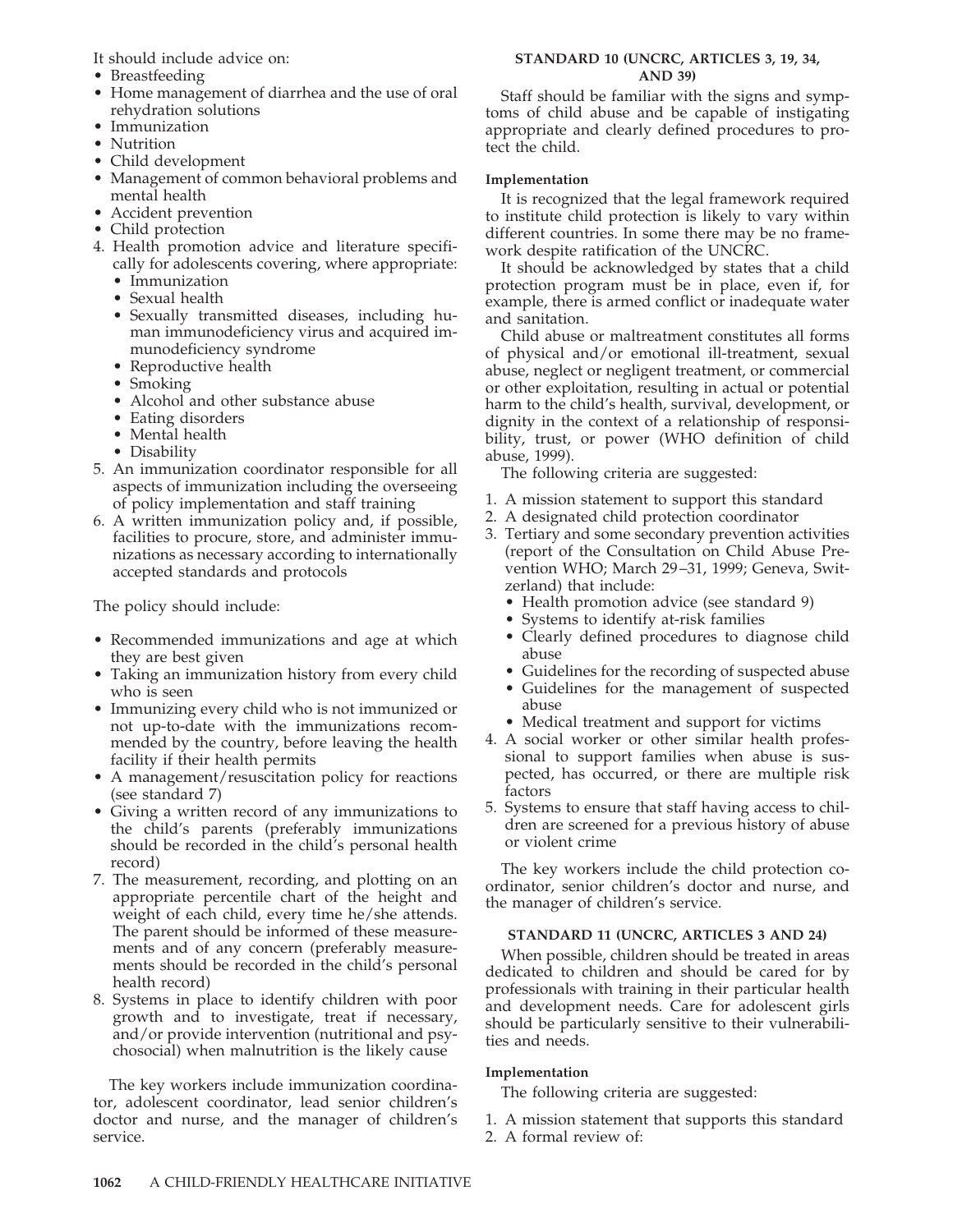It should include advice on:

- Breastfeeding
- Home management of diarrhea and the use of oral rehydration solutions
- Immunization
- Nutrition
- Child development
- Management of common behavioral problems and mental health
- Accident prevention
- Child protection

4. Health promotion advice and literature specifically for adolescents covering, where appropriate:
   - Immunization
   - Sexual health
   - Sexually transmitted diseases, including human immunodeficiency virus and acquired immunodeficiency syndrome
   - Reproductive health
   - Smoking
   - Alcohol and other substance abuse
   - Eating disorders
   - Mental health
   - Disability
5. An immunization coordinator responsible for all aspects of immunization including the overseeing of policy implementation and staff training
6. A written immunization policy and, if possible, facilities to procure, store, and administer immunizations as necessary according to internationally accepted standards and protocols

The policy should include:

- Recommended immunizations and age at which they are best given
- Taking an immunization history from every child who is seen
- Immunizing every child who is not immunized or not up-to-date with the immunizations recommended by the country, before leaving the health facility if their health permits
- A management/resuscitation policy for reactions (see standard 7)
- Giving a written record of any immunizations to the child's parents (preferably immunizations should be recorded in the child's personal health record)

7. The measurement, recording, and plotting on an appropriate percentile chart of the height and weight of each child, every time he/she attends. The parent should be informed of these measurements and of any concern (preferably measurements should be recorded in the child's personal health record)
8. Systems in place to identify children with poor growth and to investigate, treat if necessary, and/or provide intervention (nutritional and psychosocial) when malnutrition is the likely cause

The key workers include immunization coordinator, adolescent coordinator, lead senior children's doctor and nurse, and the manager of children's service.

#### STANDARD 10 (UNCRC, ARTICLES 3, 19, 34, AND 39)

Staff should be familiar with the signs and symptoms of child abuse and be capable of instigating appropriate and clearly defined procedures to protect the child.

**Implementation**

It is recognized that the legal framework required to institute child protection is likely to vary within different countries. In some there may be no framework despite ratification of the UNCRC.

It should be acknowledged by states that a child protection program must be in place, even if, for example, there is armed conflict or inadequate water and sanitation.

Child abuse or maltreatment constitutes all forms of physical and/or emotional ill-treatment, sexual abuse, neglect or negligent treatment, or commercial or other exploitation, resulting in actual or potential harm to the child's health, survival, development, or dignity in the context of a relationship of responsibility, trust, or power (WHO definition of child abuse, 1999).

The following criteria are suggested:

1. A mission statement to support this standard
2. A designated child protection coordinator
3. Tertiary and some secondary prevention activities (report of the Consultation on Child Abuse Prevention WHO; March 29–31, 1999; Geneva, Switzerland) that include:
   - Health promotion advice (see standard 9)
   - Systems to identify at-risk families
   - Clearly defined procedures to diagnose child abuse
   - Guidelines for the recording of suspected abuse
   - Guidelines for the management of suspected abuse
   - Medical treatment and support for victims
4. A social worker or other similar health professional to support families when abuse is suspected, has occurred, or there are multiple risk factors
5. Systems to ensure that staff having access to children are screened for a previous history of abuse or violent crime

The key workers include the child protection coordinator, senior children's doctor and nurse, and the manager of children's service.

#### STANDARD 11 (UNCRC, ARTICLES 3 AND 24)

When possible, children should be treated in areas dedicated to children and should be cared for by professionals with training in their particular health and development needs. Care for adolescent girls should be particularly sensitive to their vulnerabilities and needs.

**Implementation**

The following criteria are suggested:

1. A mission statement that supports this standard
2. A formal review of: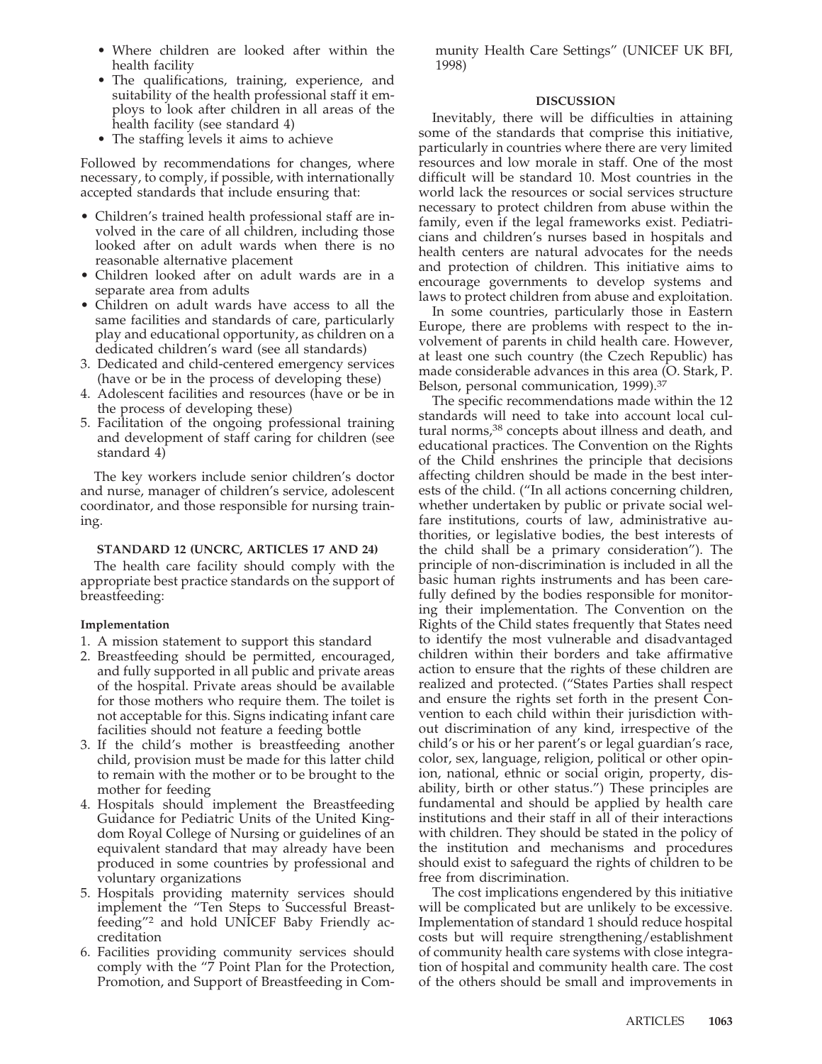- Where children are looked after within the health facility
- The qualifications, training, experience, and suitability of the health professional staff it employs to look after children in all areas of the health facility (see standard 4)
- The staffing levels it aims to achieve

Followed by recommendations for changes, where necessary, to comply, if possible, with internationally accepted standards that include ensuring that:

- Children's trained health professional staff are involved in the care of all children, including those looked after on adult wards when there is no reasonable alternative placement
- Children looked after on adult wards are in a separate area from adults
- Children on adult wards have access to all the same facilities and standards of care, particularly play and educational opportunity, as children on a dedicated children's ward (see all standards)

3. Dedicated and child-centered emergency services (have or be in the process of developing these)
4. Adolescent facilities and resources (have or be in the process of developing these)
5. Facilitation of the ongoing professional training and development of staff caring for children (see standard 4)

The key workers include senior children's doctor and nurse, manager of children's service, adolescent coordinator, and those responsible for nursing training.

### STANDARD 12 (UNCRC, ARTICLES 17 AND 24)

The health care facility should comply with the appropriate best practice standards on the support of breastfeeding:

#### Implementation

1. A mission statement to support this standard
2. Breastfeeding should be permitted, encouraged, and fully supported in all public and private areas of the hospital. Private areas should be available for those mothers who require them. The toilet is not acceptable for this. Signs indicating infant care facilities should not feature a feeding bottle
3. If the child's mother is breastfeeding another child, provision must be made for this latter child to remain with the mother or to be brought to the mother for feeding
4. Hospitals should implement the Breastfeeding Guidance for Pediatric Units of the United Kingdom Royal College of Nursing or guidelines of an equivalent standard that may already have been produced in some countries by professional and voluntary organizations
5. Hospitals providing maternity services should implement the "Ten Steps to Successful Breastfeeding"[2] and hold UNICEF Baby Friendly accreditation
6. Facilities providing community services should comply with the "7 Point Plan for the Protection, Promotion, and Support of Breastfeeding in Community Health Care Settings" (UNICEF UK BFI, 1998)

### DISCUSSION

Inevitably, there will be difficulties in attaining some of the standards that comprise this initiative, particularly in countries where there are very limited resources and low morale in staff. One of the most difficult will be standard 10. Most countries in the world lack the resources or social services structure necessary to protect children from abuse within the family, even if the legal frameworks exist. Pediatricians and children's nurses based in hospitals and health centers are natural advocates for the needs and protection of children. This initiative aims to encourage governments to develop systems and laws to protect children from abuse and exploitation.

In some countries, particularly those in Eastern Europe, there are problems with respect to the involvement of parents in child health care. However, at least one such country (the Czech Republic) has made considerable advances in this area (O. Stark, P. Belson, personal communication, 1999).[37]

The specific recommendations made within the 12 standards will need to take into account local cultural norms,[38] concepts about illness and death, and educational practices. The Convention on the Rights of the Child enshrines the principle that decisions affecting children should be made in the best interests of the child. ("In all actions concerning children, whether undertaken by public or private social welfare institutions, courts of law, administrative authorities, or legislative bodies, the best interests of the child shall be a primary consideration"). The principle of non-discrimination is included in all the basic human rights instruments and has been carefully defined by the bodies responsible for monitoring their implementation. The Convention on the Rights of the Child states frequently that States need to identify the most vulnerable and disadvantaged children within their borders and take affirmative action to ensure that the rights of these children are realized and protected. ("States Parties shall respect and ensure the rights set forth in the present Convention to each child within their jurisdiction without discrimination of any kind, irrespective of the child's or his or her parent's or legal guardian's race, color, sex, language, religion, political or other opinion, national, ethnic or social origin, property, disability, birth or other status.") These principles are fundamental and should be applied by health care institutions and their staff in all of their interactions with children. They should be stated in the policy of the institution and mechanisms and procedures should exist to safeguard the rights of children to be free from discrimination.

The cost implications engendered by this initiative will be complicated but are unlikely to be excessive. Implementation of standard 1 should reduce hospital costs but will require strengthening/establishment of community health care systems with close integration of hospital and community health care. The cost of the others should be small and improvements in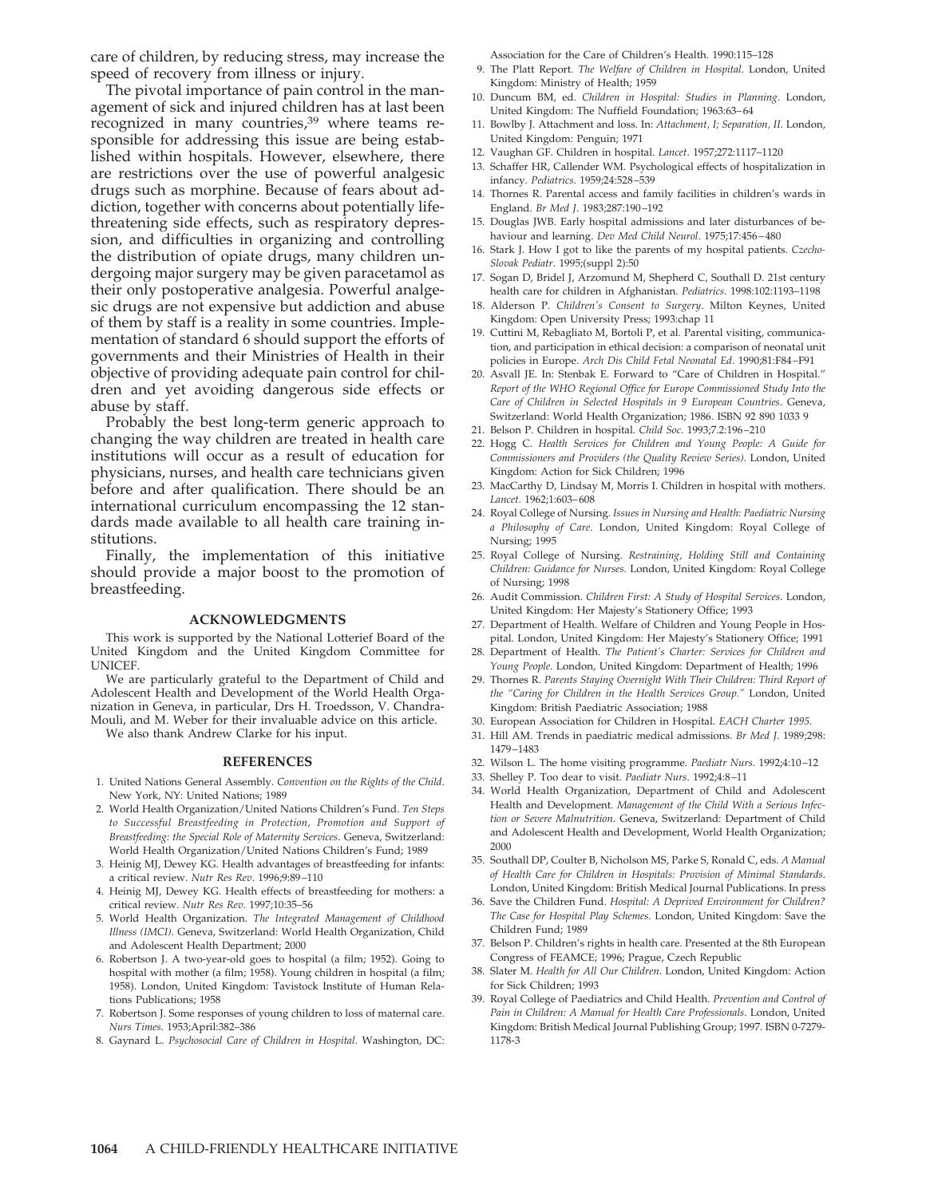care of children, by reducing stress, may increase the speed of recovery from illness or injury.

The pivotal importance of pain control in the management of sick and injured children has at last been recognized in many countries,[39] where teams responsible for addressing this issue are being established within hospitals. However, elsewhere, there are restrictions over the use of powerful analgesic drugs such as morphine. Because of fears about addiction, together with concerns about potentially life-threatening side effects, such as respiratory depression, and difficulties in organizing and controlling the distribution of opiate drugs, many children undergoing major surgery may be given paracetamol as their only postoperative analgesia. Powerful analgesic drugs are not expensive but addiction and abuse of them by staff is a reality in some countries. Implementation of standard 6 should support the efforts of governments and their Ministries of Health in their objective of providing adequate pain control for children and yet avoiding dangerous side effects or abuse by staff.

Probably the best long-term generic approach to changing the way children are treated in health care institutions will occur as a result of education for physicians, nurses, and health care technicians given before and after qualification. There should be an international curriculum encompassing the 12 standards made available to all health care training institutions.

Finally, the implementation of this initiative should provide a major boost to the promotion of breastfeeding.

## ACKNOWLEDGMENTS

This work is supported by the National Lotterief Board of the United Kingdom and the United Kingdom Committee for UNICEF.

We are particularly grateful to the Department of Child and Adolescent Health and Development of the World Health Organization in Geneva, in particular, Drs H. Troedsson, V. Chandra-Mouli, and M. Weber for their invaluable advice on this article.

We also thank Andrew Clarke for his input.

## REFERENCES

1. United Nations General Assembly. *Convention on the Rights of the Child*. New York, NY: United Nations; 1989
2. World Health Organization/United Nations Children's Fund. *Ten Steps to Successful Breastfeeding in Protection, Promotion and Support of Breastfeeding: the Special Role of Maternity Services*. Geneva, Switzerland: World Health Organization/United Nations Children's Fund; 1989
3. Heinig MJ, Dewey KG. Health advantages of breastfeeding for infants: a critical review. *Nutr Res Rev*. 1996;9:89–110
4. Heinig MJ, Dewey KG. Health effects of breastfeeding for mothers: a critical review. *Nutr Res Rev*. 1997;10:35–56
5. World Health Organization. *The Integrated Management of Childhood Illness (IMCI)*. Geneva, Switzerland: World Health Organization, Child and Adolescent Health Department; 2000
6. Robertson J. A two-year-old goes to hospital (a film; 1952). Going to hospital with mother (a film; 1958). Young children in hospital (a film; 1958). London, United Kingdom: Tavistock Institute of Human Relations Publications; 1958
7. Robertson J. Some responses of young children to loss of maternal care. *Nurs Times*. 1953;April:382–386
8. Gaynard L. *Psychosocial Care of Children in Hospital*. Washington, DC: Association for the Care of Children's Health. 1990:115–128
9. The Platt Report. *The Welfare of Children in Hospital*. London, United Kingdom: Ministry of Health; 1959
10. Duncum BM, ed. *Children in Hospital: Studies in Planning*. London, United Kingdom: The Nuffield Foundation; 1963:63–64
11. Bowlby J. Attachment and loss. In: *Attachment, I; Separation, II*. London, United Kingdom: Penguin; 1971
12. Vaughan GF. Children in hospital. *Lancet*. 1957;272:1117–1120
13. Schaffer HR, Callender WM. Psychological effects of hospitalization in infancy. *Pediatrics*. 1959;24:528–539
14. Thornes R. Parental access and family facilities in children's wards in England. *Br Med J*. 1983;287:190–192
15. Douglas JWB. Early hospital admissions and later disturbances of behaviour and learning. *Dev Med Child Neurol*. 1975;17:456–480
16. Stark J. How I got to like the parents of my hospital patients. *Czecho-Slovak Pediatr*. 1995;(suppl 2):50
17. Sogan D, Bridel J, Arzomund M, Shepherd C, Southall D. 21st century health care for children in Afghanistan. *Pediatrics*. 1998:102:1193–1198
18. Alderson P. *Children's Consent to Surgery*. Milton Keynes, United Kingdom: Open University Press; 1993:chap 11
19. Cuttini M, Rebagliato M, Bortoli P, et al. Parental visiting, communication, and participation in ethical decision: a comparison of neonatal unit policies in Europe. *Arch Dis Child Fetal Neonatal Ed*. 1990;81:F84–F91
20. Asvall JE. In: Stenbak E. Forward to "Care of Children in Hospital." *Report of the WHO Regional Office for Europe Commissioned Study Into the Care of Children in Selected Hospitals in 9 European Countries*. Geneva, Switzerland: World Health Organization; 1986. ISBN 92 890 1033 9
21. Belson P. Children in hospital. *Child Soc*. 1993;7.2:196–210
22. Hogg C. *Health Services for Children and Young People: A Guide for Commissioners and Providers (the Quality Review Series)*. London, United Kingdom: Action for Sick Children; 1996
23. MacCarthy D, Lindsay M, Morris I. Children in hospital with mothers. *Lancet*. 1962;1:603–608
24. Royal College of Nursing. *Issues in Nursing and Health: Paediatric Nursing a Philosophy of Care*. London, United Kingdom: Royal College of Nursing; 1995
25. Royal College of Nursing. *Restraining, Holding Still and Containing Children: Guidance for Nurses*. London, United Kingdom: Royal College of Nursing; 1998
26. Audit Commission. *Children First: A Study of Hospital Services*. London, United Kingdom: Her Majesty's Stationery Office; 1993
27. Department of Health. Welfare of Children and Young People in Hospital. London, United Kingdom: Her Majesty's Stationery Office; 1991
28. Department of Health. *The Patient's Charter: Services for Children and Young People*. London, United Kingdom: Department of Health; 1996
29. Thornes R. *Parents Staying Overnight With Their Children: Third Report of the "Caring for Children in the Health Services Group."* London, United Kingdom: British Paediatric Association; 1988
30. European Association for Children in Hospital. *EACH Charter 1995*.
31. Hill AM. Trends in paediatric medical admissions. *Br Med J*. 1989;298: 1479–1483
32. Wilson L. The home visiting programme. *Paediatr Nurs*. 1992;4:10–12
33. Shelley P. Too dear to visit. *Paediatr Nurs*. 1992;4:8–11
34. World Health Organization, Department of Child and Adolescent Health and Development. *Management of the Child With a Serious Infection or Severe Malnutrition*. Geneva, Switzerland: Department of Child and Adolescent Health and Development, World Health Organization; 2000
35. Southall DP, Coulter B, Nicholson MS, Parke S, Ronald C, eds. *A Manual of Health Care for Children in Hospitals: Provision of Minimal Standards*. London, United Kingdom: British Medical Journal Publications. In press
36. Save the Children Fund. *Hospital: A Deprived Environment for Children? The Case for Hospital Play Schemes*. London, United Kingdom: Save the Children Fund; 1989
37. Belson P. Children's rights in health care. Presented at the 8th European Congress of FEAMCE; 1996; Prague, Czech Republic
38. Slater M. *Health for All Our Children*. London, United Kingdom: Action for Sick Children; 1993
39. Royal College of Paediatrics and Child Health. *Prevention and Control of Pain in Children: A Manual for Health Care Professionals*. London, United Kingdom: British Medical Journal Publishing Group; 1997. ISBN 0-7279-1178-3